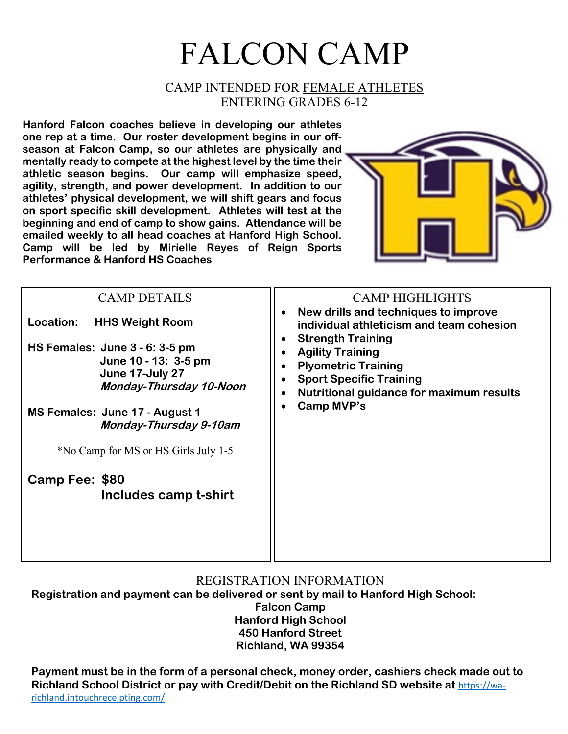# FALCON CAMP

CAMP INTENDED FOR FEMALE ATHLETES
ENTERING GRADES 6-12

**Hanford Falcon coaches believe in developing our athletes one rep at a time. Our roster development begins in our off-season at Falcon Camp, so our athletes are physically and mentally ready to compete at the highest level by the time their athletic season begins. Our camp will emphasize speed, agility, strength, and power development. In addition to our athletes' physical development, we will shift gears and focus on sport specific skill development. Athletes will test at the beginning and end of camp to show gains. Attendance will be emailed weekly to all head coaches at Hanford High School. Camp will be led by Mirielle Reyes of Reign Sports Performance & Hanford HS Coaches**

## CAMP DETAILS

**Location:** **HHS Weight Room**

**HS Females:** **June 3 - 6: 3-5 pm**
**June 10 - 13: 3-5 pm**
**June 17-July 27**
***Monday-Thursday 10-Noon***

**MS Females:** **June 17 - August 1**
***Monday-Thursday 9-10am***

*No Camp for MS or HS Girls July 1-5

**Camp Fee: $80**
**Includes camp t-shirt**

## CAMP HIGHLIGHTS

- **New drills and techniques to improve individual athleticism and team cohesion**
- **Strength Training**
- **Agility Training**
- **Plyometric Training**
- **Sport Specific Training**
- **Nutritional guidance for maximum results**
- **Camp MVP's**

## REGISTRATION INFORMATION

**Registration and payment can be delivered or sent by mail to Hanford High School:**

**Falcon Camp**
**Hanford High School**
**450 Hanford Street**
**Richland, WA 99354**

**Payment must be in the form of a personal check, money order, cashiers check made out to Richland School District or pay with Credit/Debit on the Richland SD website at** https://wa-richland.intouchreceipting.com/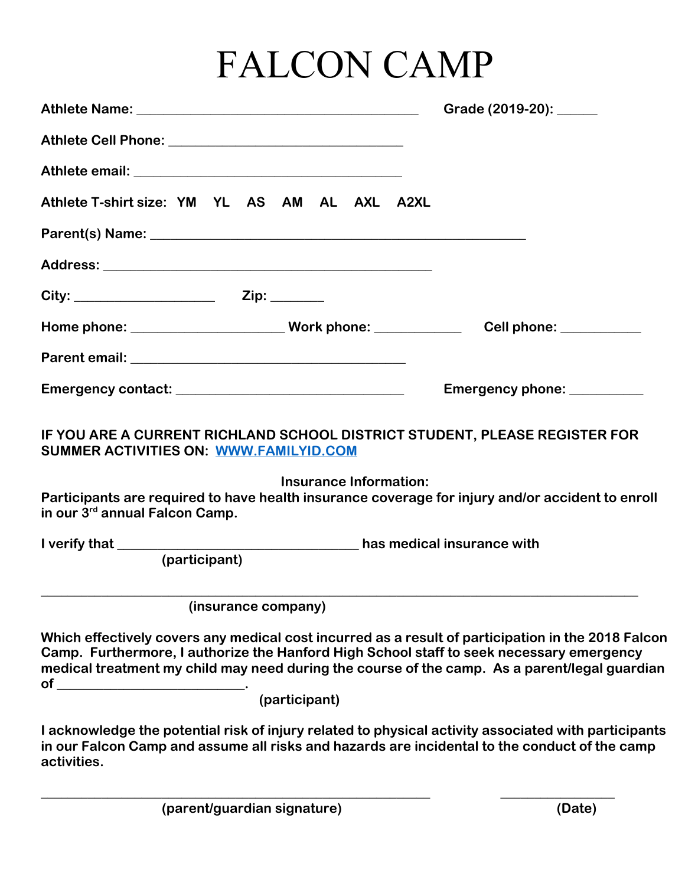# FALCON CAMP

**Athlete Name:** ________________________________________ **Grade (2019-20):** _____

**Athlete Cell Phone:** _________________________________

**Athlete email:** ______________________________________

**Athlete T-shirt size:** YM YL AS AM AL AXL A2XL

**Parent(s) Name:** _____________________________________________________

**Address:** _______________________________________________

**City:** ____________________ **Zip:** _______

**Home phone:** ______________________ **Work phone:** ____________ **Cell phone:** ___________

**Parent email:** _______________________________________

**Emergency contact:** ________________________________ **Emergency phone:** __________

**IF YOU ARE A CURRENT RICHLAND SCHOOL DISTRICT STUDENT, PLEASE REGISTER FOR SUMMER ACTIVITIES ON: [WWW.FAMILYID.COM](http://www.familyid.com)**

**Insurance Information:**

**Participants are required to have health insurance coverage for injury and/or accident to enroll in our 3rd annual Falcon Camp.**

**I verify that** ___________________________________ **has medical insurance with**
**(participant)**

_____________________________________________________________________________________
**(insurance company)**

**Which effectively covers any medical cost incurred as a result of participation in the 2018 Falcon Camp. Furthermore, I authorize the Hanford High School staff to seek necessary emergency medical treatment my child may need during the course of the camp. As a parent/legal guardian of** ___________________________.
**(participant)**

**I acknowledge the potential risk of injury related to physical activity associated with participants in our Falcon Camp and assume all risks and hazards are incidental to the conduct of the camp activities.**

_______________________________________________________ ________________
**(parent/guardian signature)** **(Date)**